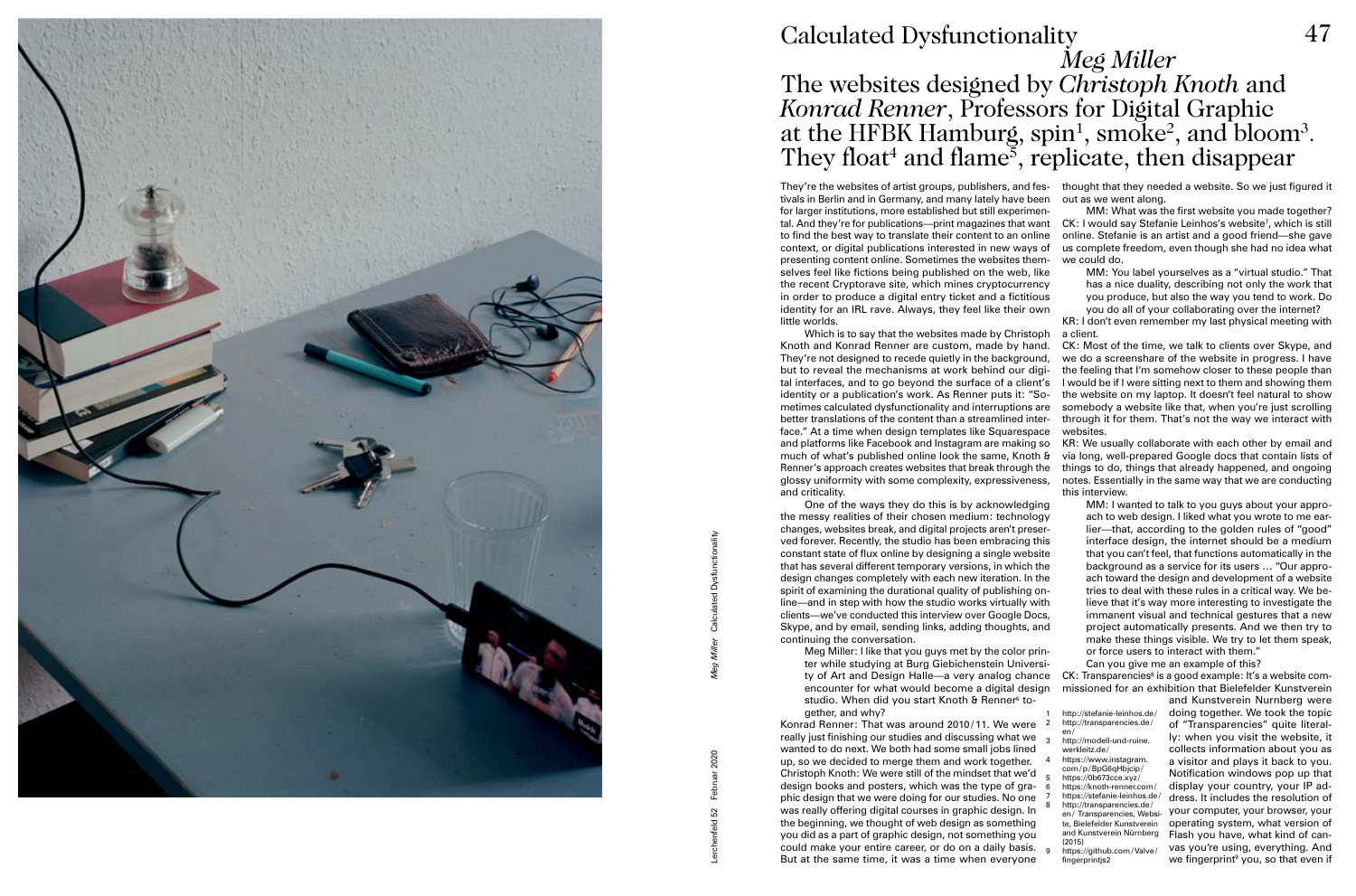# Calculated Dysfunctionality

*Meg Miller*

## The websites designed by *Christoph Knoth* and *Konrad Renner*, Professors for Digital Graphic at the HFBK Hamburg, spin[1], smoke[2], and bloom[3]. They float[4] and flame[5], replicate, then disappear

They're the websites of artist groups, publishers, and festivals in Berlin and in Germany, and many lately have been for larger institutions, more established but still experimental. And they're for publications—print magazines that want to find the best way to translate their content to an online context, or digital publications interested in new ways of presenting content online. Sometimes the websites themselves feel like fictions being published on the web, like the recent Cryptorave site, which mines cryptocurrency in order to produce a digital entry ticket and a fictitious identity for an IRL rave. Always, they feel like their own little worlds.

Which is to say that the websites made by Christoph Knoth and Konrad Renner are custom, made by hand. They're not designed to recede quietly in the background, but to reveal the mechanisms at work behind our digital interfaces, and to go beyond the surface of a client's identity or a publication's work. As Renner puts it: "Sometimes calculated dysfunctionality and interruptions are better translations of the content than a streamlined interface." At a time when design templates like Squarespace and platforms like Facebook and Instagram are making so much of what's published online look the same, Knoth & Renner's approach creates websites that break through the glossy uniformity with some complexity, expressiveness, and criticality.

One of the ways they do this is by acknowledging the messy realities of their chosen medium: technology changes, websites break, and digital projects aren't preserved forever. Recently, the studio has been embracing this constant state of flux online by designing a single website that has several different temporary versions, in which the design changes completely with each new iteration. In the spirit of examining the durational quality of publishing online—and in step with how the studio works virtually with clients—we've conducted this interview over Google Docs, Skype, and by email, sending links, adding thoughts, and continuing the conversation.

Meg Miller: I like that you guys met by the color printer while studying at Burg Giebichenstein University of Art and Design Halle—a very analog chance encounter for what would become a digital design studio. When did you start Knoth & Renner[6] together, and why?

Konrad Renner: That was around 2010/11. We were really just finishing our studies and discussing what we wanted to do next. We both had some small jobs lined up, so we decided to merge them and work together.

Christoph Knoth: We were still of the mindset that we'd design books and posters, which was the type of graphic design that we were doing for our studies. No one was really offering digital courses in graphic design. In the beginning, we thought of web design as something you did as a part of graphic design, not something you could make your entire career, or do on a daily basis. But at the same time, it was a time when everyone thought that they needed a website. So we just figured it out as we went along.

MM: What was the first website you made together?

CK: I would say Stefanie Leinhos's website[7], which is still online. Stefanie is an artist and a good friend—she gave us complete freedom, even though she had no idea what we could do.

MM: You label yourselves as a "virtual studio." That has a nice duality, describing not only the work that you produce, but also the way you tend to work. Do you do all of your collaborating over the internet?

KR: I don't even remember my last physical meeting with a client.

CK: Most of the time, we talk to clients over Skype, and we do a screenshare of the website in progress. I have the feeling that I'm somehow closer to these people than I would be if I were sitting next to them and showing them the website on my laptop. It doesn't feel natural to show somebody a website like that, when you're just scrolling through it for them. That's not the way we interact with websites.

KR: We usually collaborate with each other by email and via long, well-prepared Google docs that contain lists of things to do, things that already happened, and ongoing notes. Essentially in the same way that we are conducting this interview.

MM: I wanted to talk to you guys about your approach to web design. I liked what you wrote to me earlier—that, according to the golden rules of "good" interface design, the internet should be a medium that you can't feel, that functions automatically in the background as a service for its users … "Our approach toward the design and development of a website tries to deal with these rules in a critical way. We believe that it's way more interesting to investigate the immanent visual and technical gestures that a new project automatically presents. And we then try to make these things visible. We try to let them speak, or force users to interact with them."

Can you give me an example of this?

CK: Transparencies[8] is a good example: It's a website commissioned for an exhibition that Bielefelder Kunstverein and Kunstverein Nurnberg were doing together. We took the topic of "Transparencies" quite literally: when you visit the website, it collects information about you as a visitor and plays it back to you. Notification windows pop up that display your country, your IP address. It includes the resolution of your computer, your browser, your operating system, what version of Flash you have, what kind of canvas you're using, everything. And we fingerprint[9] you, so that even if

1. http://stefanie-leinhos.de/
2. http://transparencies.de/en/
3. http://modell-und-ruine.werkleitz.de/
4. https://www.instagram.com/p/BpG6qHbjcip/
5. https://0b673cce.xyz/
6. https://knoth-renner.com/
7. https://stefanie-leinhos.de/
8. http://transparencies.de/en/ Transparencies, Website, Bielefelder Kunstverein and Kunstverein Nürnberg (2015)
9. https://github.com/Valve/fingerprintjs2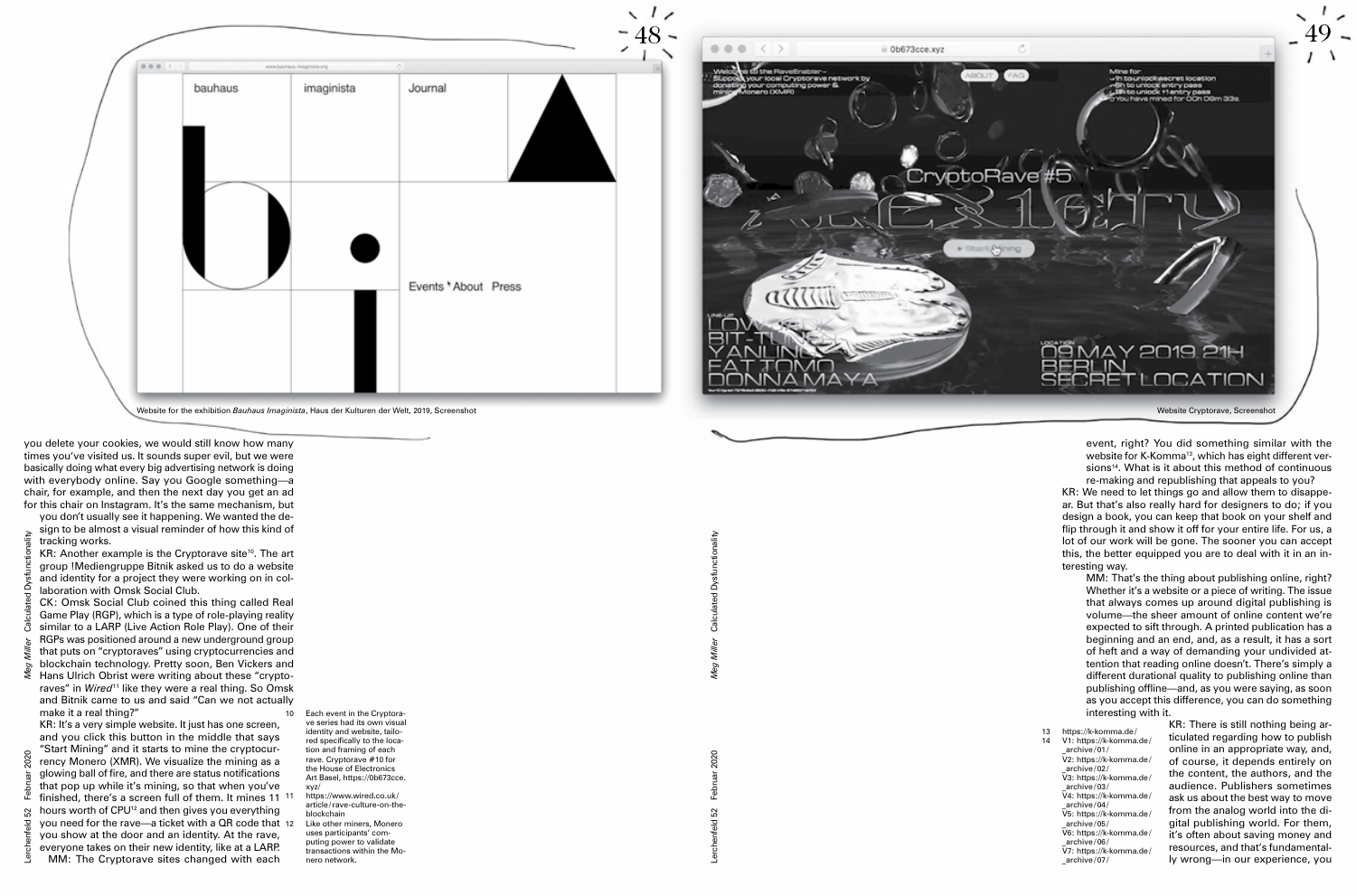Website for the exhibition *Bauhaus Imaginista*, Haus der Kulturen der Welt, 2019, Screenshot

Website Cryptorave, Screenshot

you delete your cookies, we would still know how many times you've visited us. It sounds super evil, but we were basically doing what every big advertising network is doing with everybody online. Say you Google something—a chair, for example, and then the next day you get an ad for this chair on Instagram. It's the same mechanism, but you don't usually see it happening. We wanted the design to be almost a visual reminder of how this kind of tracking works.

KR: Another example is the Cryptorave site[10]. The art group !Mediengruppe Bitnik asked us to do a website and identity for a project they were working on in collaboration with Omsk Social Club.

CK: Omsk Social Club coined this thing called Real Game Play (RGP), which is a type of role-playing reality similar to a LARP (Live Action Role Play). One of their RGPs was positioned around a new underground group that puts on "cryptoraves" using cryptocurrencies and blockchain technology. Pretty soon, Ben Vickers and Hans Ulrich Obrist were writing about these "cryptoraves" in *Wired*[11] like they were a real thing. So Omsk and Bitnik came to us and said "Can we not actually make it a real thing?"

KR: It's a very simple website. It just has one screen, and you click this button in the middle that says "Start Mining" and it starts to mine the cryptocurrency Monero (XMR). We visualize the mining as a glowing ball of fire, and there are status notifications that pop up while it's mining, so that when you've finished, there's a screen full of them. It mines 11 hours worth of CPU[12] and then gives you everything you need for the rave—a ticket with a QR code that you show at the door and an identity. At the rave, everyone takes on their new identity, like at a LARP.

MM: The Cryptorave sites changed with each event, right? You did something similar with the website for K-Komma[13], which has eight different versions[14]. What is it about this method of continuous re-making and republishing that appeals to you?

KR: We need to let things go and allow them to disappear. But that's also really hard for designers to do; if you design a book, you can keep that book on your shelf and flip through it and show it off for your entire life. For us, a lot of our work will be gone. The sooner you can accept this, the better equipped you are to deal with it in an interesting way.

MM: That's the thing about publishing online, right? Whether it's a website or a piece of writing. The issue that always comes up around digital publishing is volume—the sheer amount of online content we're expected to sift through. A printed publication has a beginning and an end, and, as a result, it has a sort of heft and a way of demanding your undivided attention that reading online doesn't. There's simply a different durational quality to publishing online than publishing offline—and, as you were saying, as soon as you accept this difference, you can do something interesting with it.

KR: There is still nothing being articulated regarding how to publish online in an appropriate way, and, of course, it depends entirely on the content, the authors, and the audience. Publishers sometimes ask us about the best way to move from the analog world into the digital publishing world. For them, it's often about saving money and resources, and that's fundamentally wrong—in our experience, you

10 Each event in the Cryptorave series had its own visual identity and website, tailored specifically to the location and framing of each rave. Cryptorave #10 for the House of Electronics Art Basel, https://0b673cce.xyz/

11 https://www.wired.co.uk/article/rave-culture-on-the-blockchain

12 Like other miners, Monero uses participants' computing power to validate transactions within the Monero network.

13 https://k-komma.de/

14 V1: https://k-komma.de/_archive/01/
V2: https://k-komma.de/_archive/02/
V3: https://k-komma.de/_archive/03/
V4: https://k-komma.de/_archive/04/
V5: https://k-komma.de/_archive/05/
V6: https://k-komma.de/_archive/06/
V7: https://k-komma.de/_archive/07/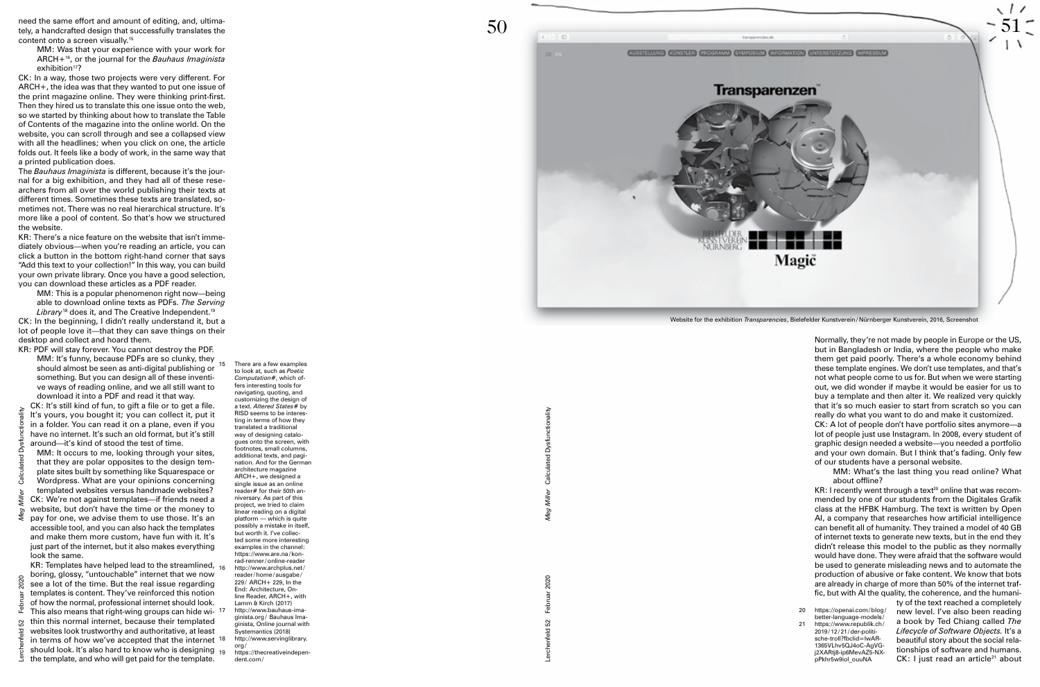need the same effort and amount of editing, and, ultimately, a handcrafted design that successfully translates the content onto a screen visually.[15]

MM: Was that your experience with your work for ARCH+[16], or the journal for the *Bauhaus Imaginista* exhibition[17]?

CK: In a way, those two projects were very different. For ARCH+, the idea was that they wanted to put one issue of the print magazine online. They were thinking print-first. Then they hired us to translate this one issue onto the web, so we started by thinking about how to translate the Table of Contents of the magazine into the online world. On the website, you can scroll through and see a collapsed view with all the headlines; when you click on one, the article folds out. It feels like a body of work, in the same way that a printed publication does.

The *Bauhaus Imaginista* is different, because it's the journal for a big exhibition, and they had all of these researchers from all over the world publishing their texts at different times. Sometimes these texts are translated, sometimes not. There was no real hierarchical structure. It's more like a pool of content. So that's how we structured the website.

KR: There's a nice feature on the website that isn't immediately obvious—when you're reading an article, you can click a button in the bottom right-hand corner that says "Add this text to your collection!" In this way, you can build your own private library. Once you have a good selection, you can download these articles as a PDF reader.

MM: This is a popular phenomenon right now—being able to download online texts as PDFs. *The Serving Library*[18] does it, and The Creative Independent.[19]

CK: In the beginning, I didn't really understand it, but a lot of people love it—that they can save things on their desktop and collect and hoard them.

KR: PDF will stay forever. You cannot destroy the PDF.

MM: It's funny, because PDFs are so clunky, they should almost be seen as anti-digital publishing or something. But you can design all of these inventive ways of reading online, and we all still want to download it into a PDF and read it that way.

CK: It's still kind of fun, to gift a file or to get a file. It's yours, you bought it; you can collect it, put it in a folder. You can read it on a plane, even if you have no internet. It's such an old format, but it's still around—it's kind of stood the test of time.

MM: It occurs to me, looking through your sites, that they are polar opposites to the design template sites built by something like Squarespace or Wordpress. What are your opinions concerning templated websites versus handmade websites?

CK: We're not against templates—if friends need a website, but don't have the time or the money to pay for one, we advise them to use those. It's an accessible tool, and you can also hack the templates and make them more custom, have fun with it. It's just part of the internet, but it also makes everything look the same.

KR: Templates have helped lead to the streamlined, boring, glossy, "untouchable" internet that we now see a lot of the time. But the real issue regarding templates is content. They've reinforced this notion of how the normal, professional internet should look. This also means that right-wing groups can hide within this normal internet, because their templated websites look trustworthy and authoritative, at least in terms of how we've accepted that the internet should look. It's also hard to know who is designing the template, and who will get paid for the template.

Website for the exhibition *Transparencies*, Bielefelder Kunstverein / Nürnberger Kunstverein, 2016, Screenshot

Normally, they're not made by people in Europe or the US, but in Bangladesh or India, where the people who make them get paid poorly. There's a whole economy behind these template engines. We don't use templates, and that's not what people come to us for. But when we were starting out, we did wonder if maybe it would be easier for us to buy a template and then alter it. We realized very quickly that it's so much easier to start from scratch so you can really do what you want to do and make it customized.

CK: A lot of people don't have portfolio sites anymore—a lot of people just use Instagram. In 2008, every student of graphic design needed a website—you needed a portfolio and your own domain. But I think that's fading. Only few of our students have a personal website.

MM: What's the last thing you read online? What about offline?

KR: I recently went through a text[20] online that was recommended by one of our students from the Digitales Grafik class at the HFBK Hamburg. The text is written by Open AI, a company that researches how artificial intelligence can benefit all of humanity. They trained a model of 40 GB of internet texts to generate new texts, but in the end they didn't release this model to the public as they normally would have done. They were afraid that the software would be used to generate misleading news and to automate the production of abusive or fake content. We know that bots are already in charge of more than 50% of the internet traffic, but with AI the quality, the coherence, and the humanity of the text reached a completely new level. I've also been reading a book by Ted Chiang called *The Lifecycle of Software Objects*. It's a beautiful story about the social relationships of software and humans.

CK: I just read an article[21] about

---

15 There are a few examples to look at, such as *Poetic Computation#*, which offers interesting tools for navigating, quoting, and customizing the design of a text. *Altered States#* by RISD seems to be interesting in terms of how they translated a traditional way of designing catalogues onto the screen, with footnotes, small columns, additional texts, and pagination. And for the German architecture magazine ARCH+, we designed a single issue as an online reader# for their 50th anniversary. As part of this project, we tried to claim linear reading on a digital platform — which is quite possibly a mistake in itself, but worth it. I've collected some more interesting examples in the channel: https://www.are.na/konrad-renner/online-reader

16 http://www.archplus.net/reader/home/ausgabe/229/ ARCH+ 229, In the End: Architecture, Online Reader, ARCH+, with Lamm & Kirch (2017)

17 http://www.bauhaus-imaginista.org/ Bauhaus Imaginista, Online journal with Systemantics (2018)

18 http://www.servinglibrary.org/

19 https://thecreativeindependent.com/

20 https://openai.com/blog/better-language-models/

21 https://www.republik.ch/2019/12/21/der-politische-troll?fbclid=IwAR-1365VLhv5QJ4oC-AgVG-j2XARtj8-ip6MevAZ5-NX-pPkhr5w9iol_ouuNA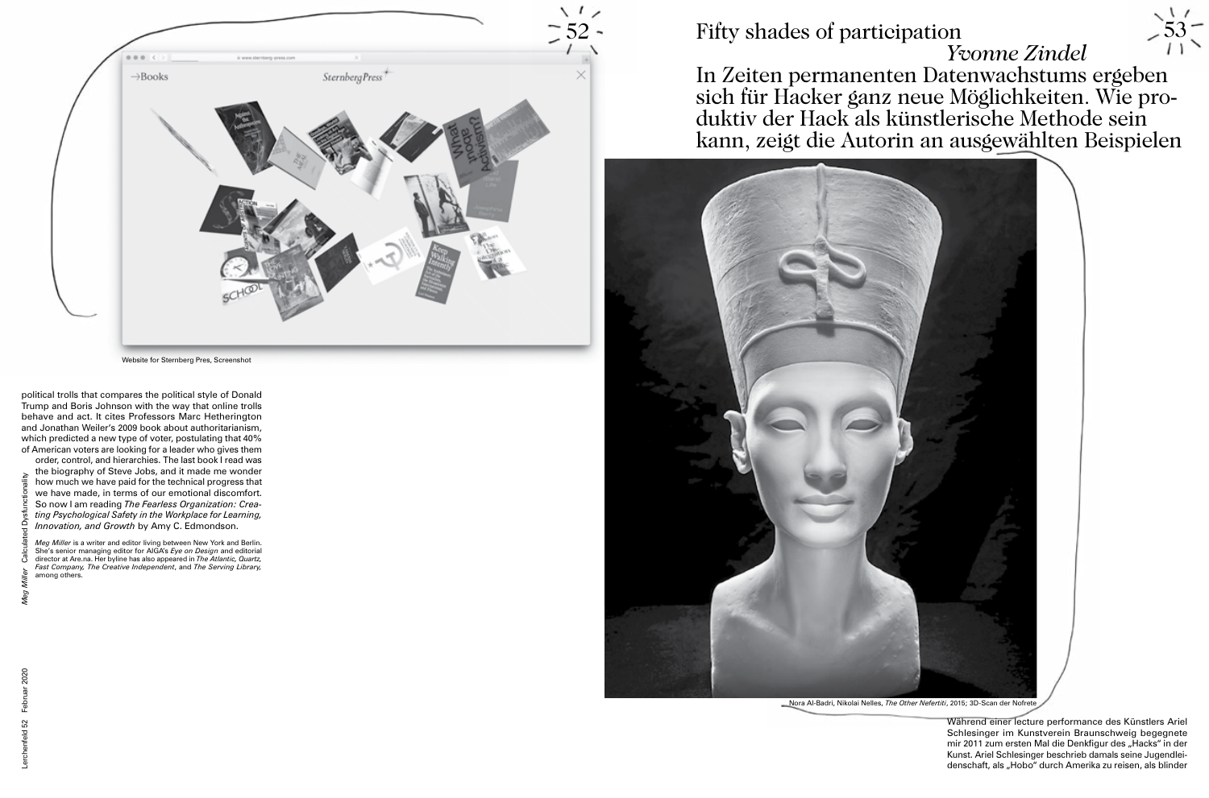Website for Sternberg Pres, Screenshot

political trolls that compares the political style of Donald Trump and Boris Johnson with the way that online trolls behave and act. It cites Professors Marc Hetherington and Jonathan Weiler's 2009 book about authoritarianism, which predicted a new type of voter, postulating that 40% of American voters are looking for a leader who gives them order, control, and hierarchies. The last book I read was the biography of Steve Jobs, and it made me wonder how much we have paid for the technical progress that we have made, in terms of our emotional discomfort. So now I am reading *The Fearless Organization: Creating Psychological Safety in the Workplace for Learning, Innovation, and Growth* by Amy C. Edmondson.

*Meg Miller* is a writer and editor living between New York and Berlin. She's senior managing editor for AIGA's *Eye on Design* and editorial director at Are.na. Her byline has also appeared in *The Atlantic, Quartz, Fast Company, The Creative Independent*, and *The Serving Library*, among others.

# Fifty shades of participation

*Yvonne Zindel*

## In Zeiten permanenten Datenwachstums ergeben sich für Hacker ganz neue Möglichkeiten. Wie produktiv der Hack als künstlerische Methode sein kann, zeigt die Autorin an ausgewählten Beispielen

Nora Al-Badri, Nikolai Nelles, *The Other Nefertiti*, 2015; 3D-Scan der Nofrete

Während einer lecture performance des Künstlers Ariel Schlesinger im Kunstverein Braunschweig begegnete mir 2011 zum ersten Mal die Denkfigur des „Hacks" in der Kunst. Ariel Schlesinger beschrieb damals seine Jugendleidenschaft, als „Hobo" durch Amerika zu reisen, als blinder